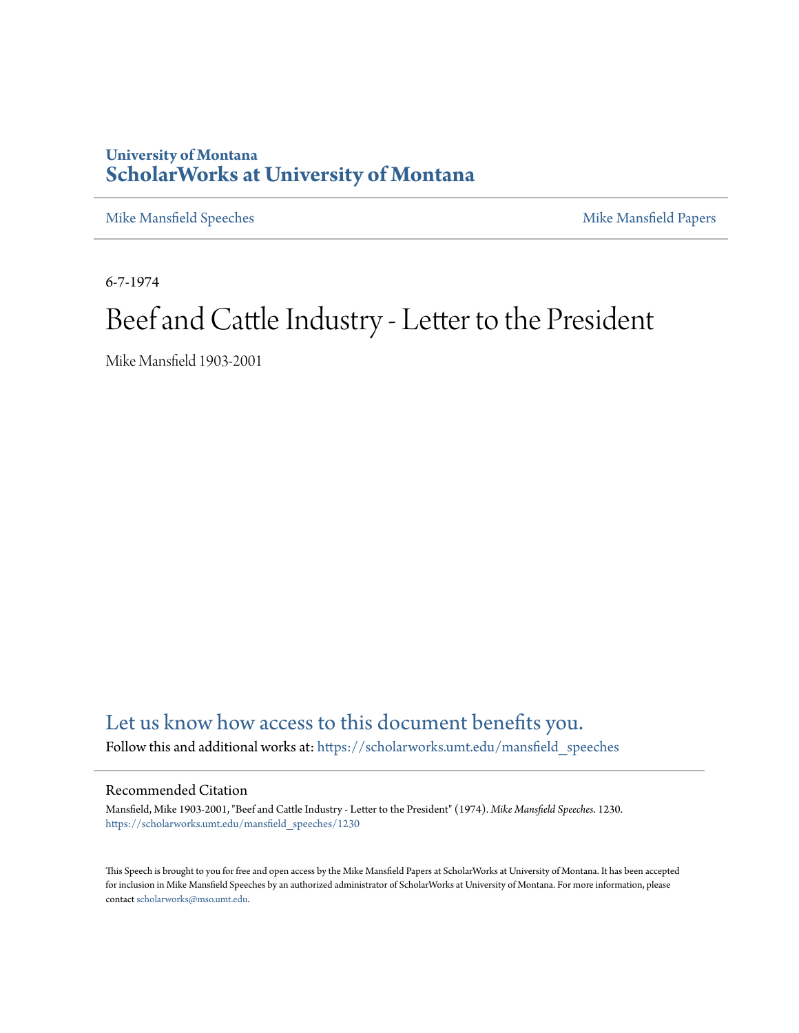University of Montana
**ScholarWorks at University of Montana**

Mike Mansfield Speeches | Mike Mansfield Papers

6-7-1974

# Beef and Cattle Industry - Letter to the President

Mike Mansfield 1903-2001

Let us know how access to this document benefits you.

Follow this and additional works at: https://scholarworks.umt.edu/mansfield_speeches

## Recommended Citation

Mansfield, Mike 1903-2001, "Beef and Cattle Industry - Letter to the President" (1974). *Mike Mansfield Speeches*. 1230.
https://scholarworks.umt.edu/mansfield_speeches/1230

This Speech is brought to you for free and open access by the Mike Mansfield Papers at ScholarWorks at University of Montana. It has been accepted for inclusion in Mike Mansfield Speeches by an authorized administrator of ScholarWorks at University of Montana. For more information, please contact scholarworks@mso.umt.edu.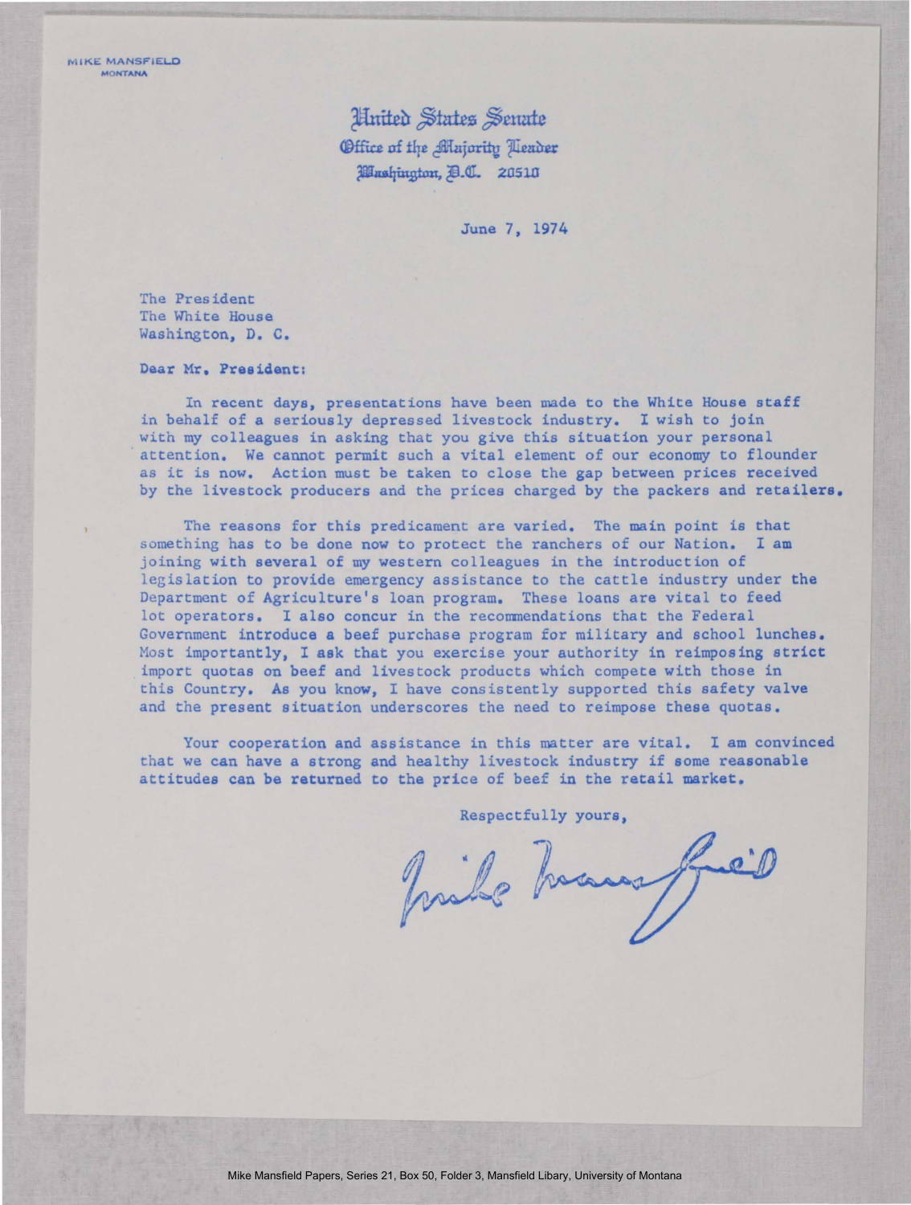MIKE MANSFIELD
MONTANA

United States Senate
Office of the Majority Leader
Washington, D.C. 20510

June 7, 1974

The President
The White House
Washington, D. C.

Dear Mr. President:

In recent days, presentations have been made to the White House staff in behalf of a seriously depressed livestock industry. I wish to join with my colleagues in asking that you give this situation your personal attention. We cannot permit such a vital element of our economy to flounder as it is now. Action must be taken to close the gap between prices received by the livestock producers and the prices charged by the packers and retailers.

The reasons for this predicament are varied. The main point is that something has to be done now to protect the ranchers of our Nation. I am joining with several of my western colleagues in the introduction of legislation to provide emergency assistance to the cattle industry under the Department of Agriculture's loan program. These loans are vital to feed lot operators. I also concur in the recommendations that the Federal Government introduce a beef purchase program for military and school lunches. Most importantly, I ask that you exercise your authority in reimposing strict import quotas on beef and livestock products which compete with those in this Country. As you know, I have consistently supported this safety valve and the present situation underscores the need to reimpose these quotas.

Your cooperation and assistance in this matter are vital. I am convinced that we can have a strong and healthy livestock industry if some reasonable attitudes can be returned to the price of beef in the retail market.

Respectfully yours,

Mike Mansfield

Mike Mansfield Papers, Series 21, Box 50, Folder 3, Mansfield Libary, University of Montana